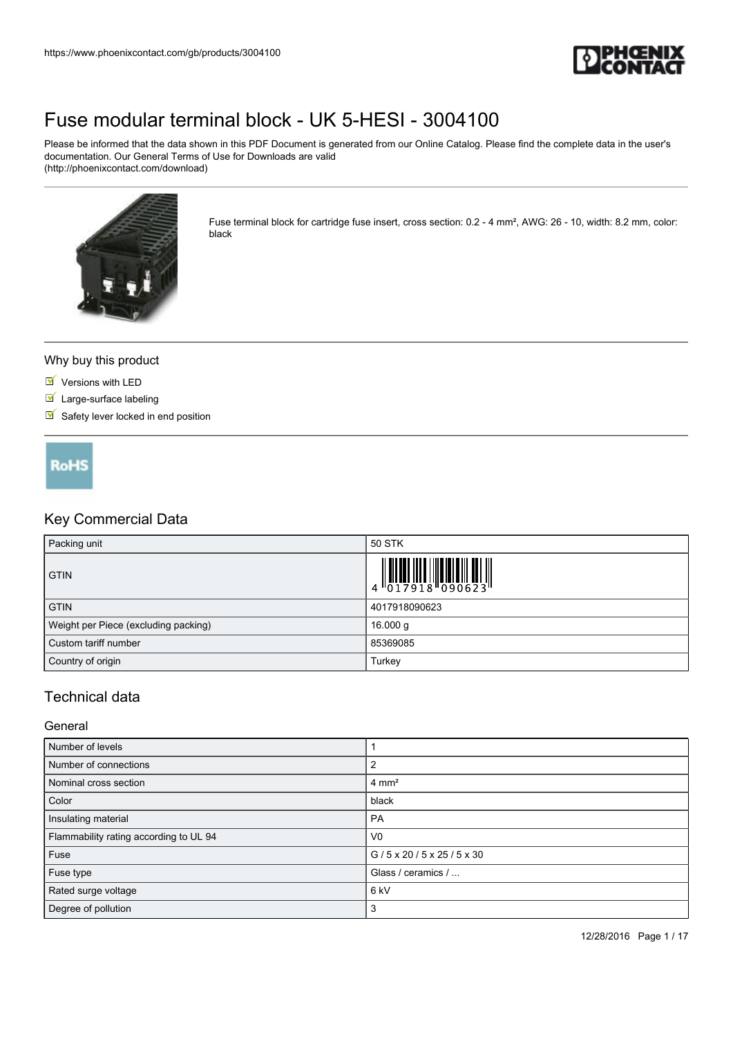# Fuse modular terminal block - UK 5-HESI - 3004100

Please be informed that the data shown in this PDF Document is generated from our Online Catalog. Please find the complete data in the user's documentation. Our General Terms of Use for Downloads are valid (http://phoenixcontact.com/download)

Fuse terminal block for cartridge fuse insert, cross section: 0.2 - 4 mm², AWG: 26 - 10, width: 8.2 mm, color: black

## Why buy this product

- Versions with LED
- Large-surface labeling
- Safety lever locked in end position

RoHS

## Key Commercial Data

| Packing unit | 50 STK |
|---|---|
| GTIN | 4 017918 090623 |
| GTIN | 4017918090623 |
| Weight per Piece (excluding packing) | 16.000 g |
| Custom tariff number | 85369085 |
| Country of origin | Turkey |

## Technical data

### General

| Number of levels | 1 |
|---|---|
| Number of connections | 2 |
| Nominal cross section | 4 mm² |
| Color | black |
| Insulating material | PA |
| Flammability rating according to UL 94 | V0 |
| Fuse | G / 5 x 20 / 5 x 25 / 5 x 30 |
| Fuse type | Glass / ceramics / ... |
| Rated surge voltage | 6 kV |
| Degree of pollution | 3 |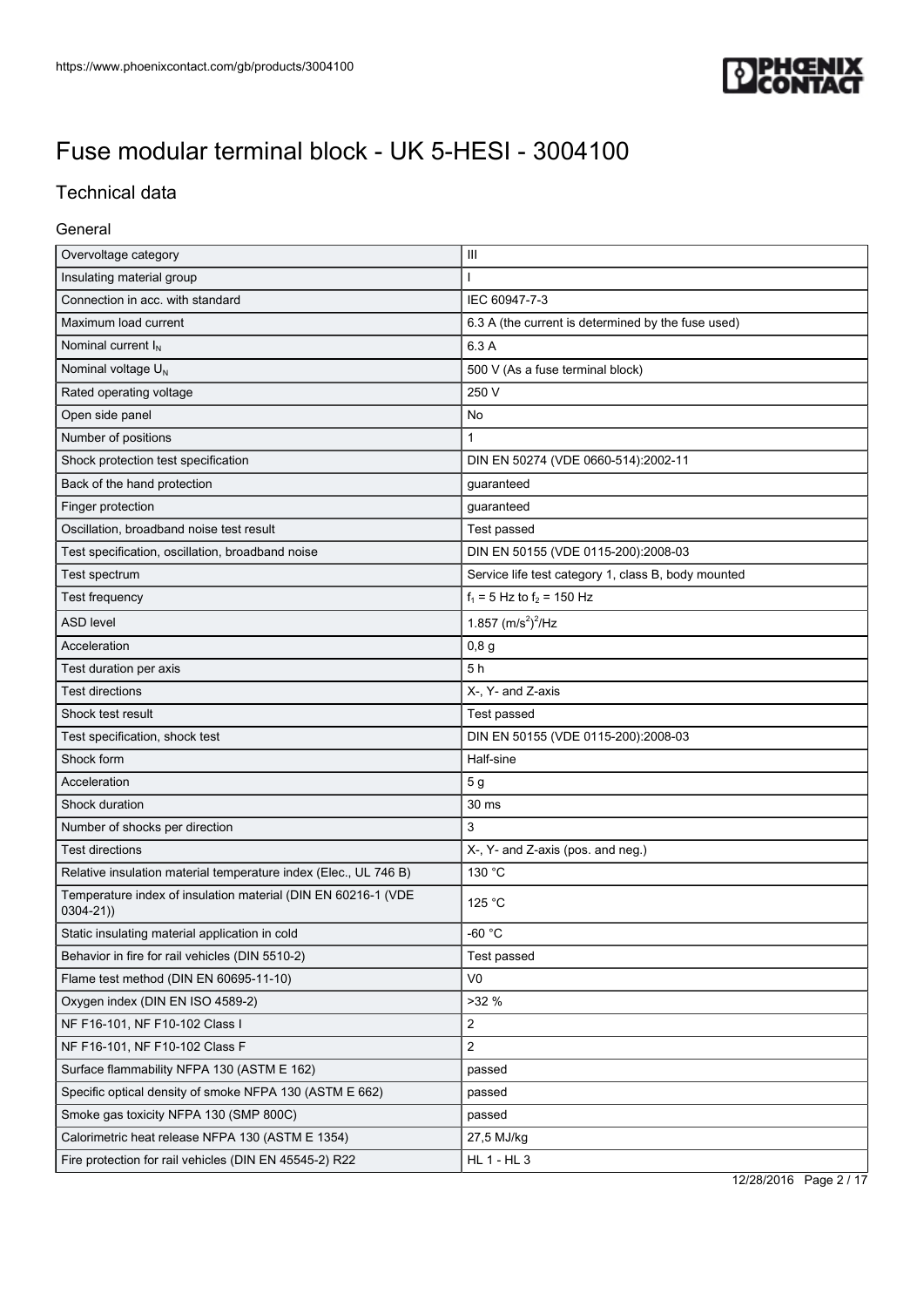# Fuse modular terminal block - UK 5-HESI - 3004100

## Technical data

### General

| | |
|---|---|
| Overvoltage category | III |
| Insulating material group | I |
| Connection in acc. with standard | IEC 60947-7-3 |
| Maximum load current | 6.3 A (the current is determined by the fuse used) |
| Nominal current $I_N$ | 6.3 A |
| Nominal voltage $U_N$ | 500 V (As a fuse terminal block) |
| Rated operating voltage | 250 V |
| Open side panel | No |
| Number of positions | 1 |
| Shock protection test specification | DIN EN 50274 (VDE 0660-514):2002-11 |
| Back of the hand protection | guaranteed |
| Finger protection | guaranteed |
| Oscillation, broadband noise test result | Test passed |
| Test specification, oscillation, broadband noise | DIN EN 50155 (VDE 0115-200):2008-03 |
| Test spectrum | Service life test category 1, class B, body mounted |
| Test frequency | $f_1$ = 5 Hz to $f_2$ = 150 Hz |
| ASD level | 1.857 $(m/s^2)^2/Hz$ |
| Acceleration | 0,8 g |
| Test duration per axis | 5 h |
| Test directions | X-, Y- and Z-axis |
| Shock test result | Test passed |
| Test specification, shock test | DIN EN 50155 (VDE 0115-200):2008-03 |
| Shock form | Half-sine |
| Acceleration | 5 g |
| Shock duration | 30 ms |
| Number of shocks per direction | 3 |
| Test directions | X-, Y- and Z-axis (pos. and neg.) |
| Relative insulation material temperature index (Elec., UL 746 B) | 130 °C |
| Temperature index of insulation material (DIN EN 60216-1 (VDE 0304-21)) | 125 °C |
| Static insulating material application in cold | -60 °C |
| Behavior in fire for rail vehicles (DIN 5510-2) | Test passed |
| Flame test method (DIN EN 60695-11-10) | V0 |
| Oxygen index (DIN EN ISO 4589-2) | >32 % |
| NF F16-101, NF F10-102 Class I | 2 |
| NF F16-101, NF F10-102 Class F | 2 |
| Surface flammability NFPA 130 (ASTM E 162) | passed |
| Specific optical density of smoke NFPA 130 (ASTM E 662) | passed |
| Smoke gas toxicity NFPA 130 (SMP 800C) | passed |
| Calorimetric heat release NFPA 130 (ASTM E 1354) | 27,5 MJ/kg |
| Fire protection for rail vehicles (DIN EN 45545-2) R22 | HL 1 - HL 3 |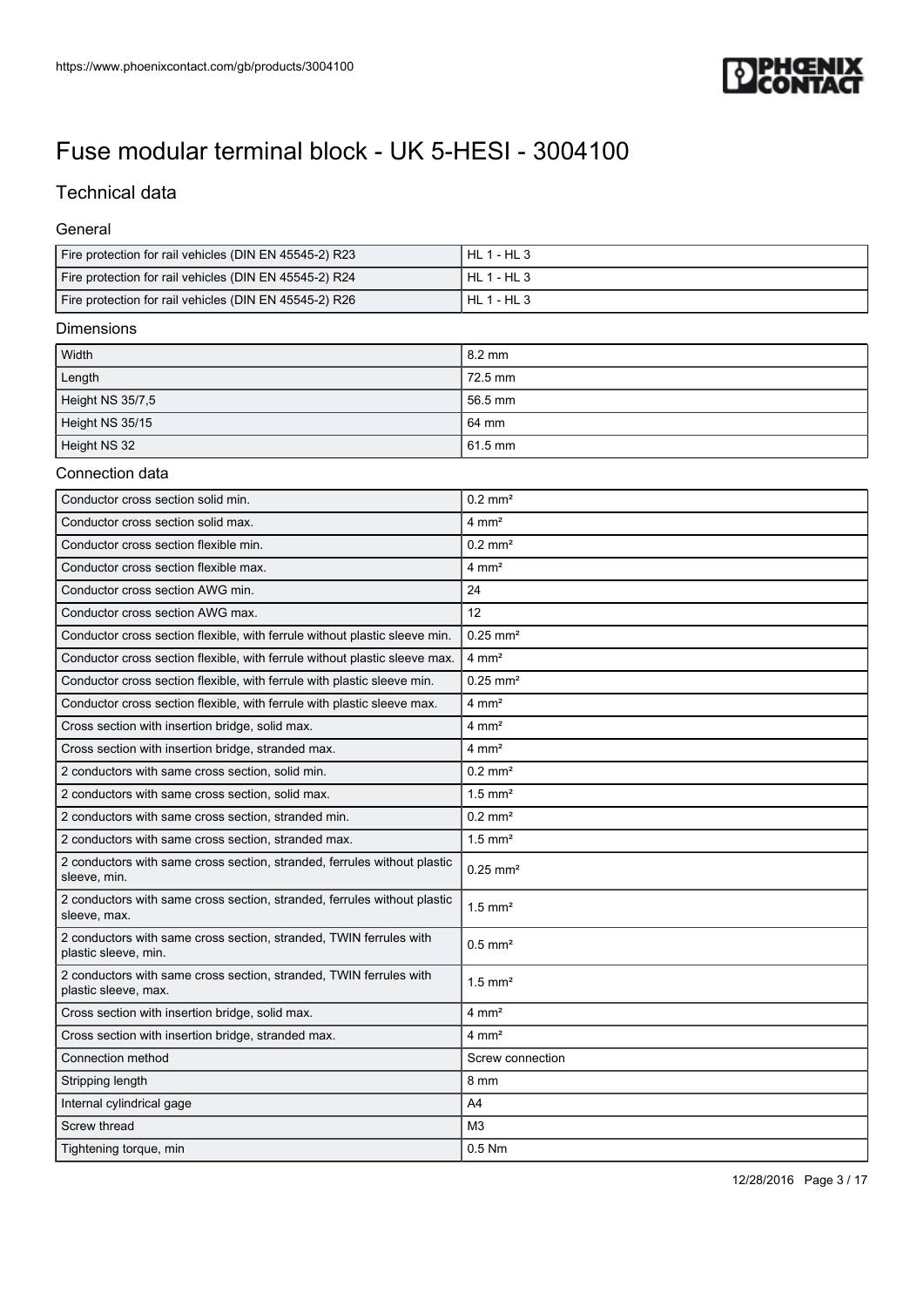# Fuse modular terminal block - UK 5-HESI - 3004100

## Technical data

### General

| | |
|---|---|
| Fire protection for rail vehicles (DIN EN 45545-2) R23 | HL 1 - HL 3 |
| Fire protection for rail vehicles (DIN EN 45545-2) R24 | HL 1 - HL 3 |
| Fire protection for rail vehicles (DIN EN 45545-2) R26 | HL 1 - HL 3 |

### Dimensions

| | |
|---|---|
| Width | 8.2 mm |
| Length | 72.5 mm |
| Height NS 35/7,5 | 56.5 mm |
| Height NS 35/15 | 64 mm |
| Height NS 32 | 61.5 mm |

### Connection data

| | |
|---|---|
| Conductor cross section solid min. | 0.2 mm² |
| Conductor cross section solid max. | 4 mm² |
| Conductor cross section flexible min. | 0.2 mm² |
| Conductor cross section flexible max. | 4 mm² |
| Conductor cross section AWG min. | 24 |
| Conductor cross section AWG max. | 12 |
| Conductor cross section flexible, with ferrule without plastic sleeve min. | 0.25 mm² |
| Conductor cross section flexible, with ferrule without plastic sleeve max. | 4 mm² |
| Conductor cross section flexible, with ferrule with plastic sleeve min. | 0.25 mm² |
| Conductor cross section flexible, with ferrule with plastic sleeve max. | 4 mm² |
| Cross section with insertion bridge, solid max. | 4 mm² |
| Cross section with insertion bridge, stranded max. | 4 mm² |
| 2 conductors with same cross section, solid min. | 0.2 mm² |
| 2 conductors with same cross section, solid max. | 1.5 mm² |
| 2 conductors with same cross section, stranded min. | 0.2 mm² |
| 2 conductors with same cross section, stranded max. | 1.5 mm² |
| 2 conductors with same cross section, stranded, ferrules without plastic sleeve, min. | 0.25 mm² |
| 2 conductors with same cross section, stranded, ferrules without plastic sleeve, max. | 1.5 mm² |
| 2 conductors with same cross section, stranded, TWIN ferrules with plastic sleeve, min. | 0.5 mm² |
| 2 conductors with same cross section, stranded, TWIN ferrules with plastic sleeve, max. | 1.5 mm² |
| Cross section with insertion bridge, solid max. | 4 mm² |
| Cross section with insertion bridge, stranded max. | 4 mm² |
| Connection method | Screw connection |
| Stripping length | 8 mm |
| Internal cylindrical gage | A4 |
| Screw thread | M3 |
| Tightening torque, min | 0.5 Nm |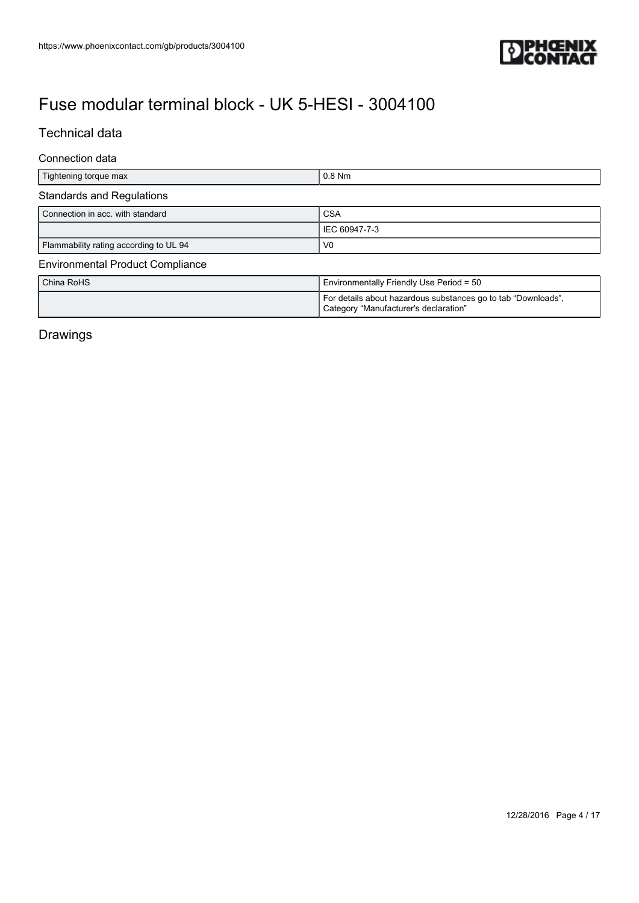# Fuse modular terminal block - UK 5-HESI - 3004100

## Technical data

### Connection data

| | |
|---|---|
| Tightening torque max | 0.8 Nm |

### Standards and Regulations

| | |
|---|---|
| Connection in acc. with standard | CSA |
| | IEC 60947-7-3 |
| Flammability rating according to UL 94 | V0 |

### Environmental Product Compliance

| | |
|---|---|
| China RoHS | Environmentally Friendly Use Period = 50 |
| | For details about hazardous substances go to tab “Downloads”, Category “Manufacturer's declaration” |

## Drawings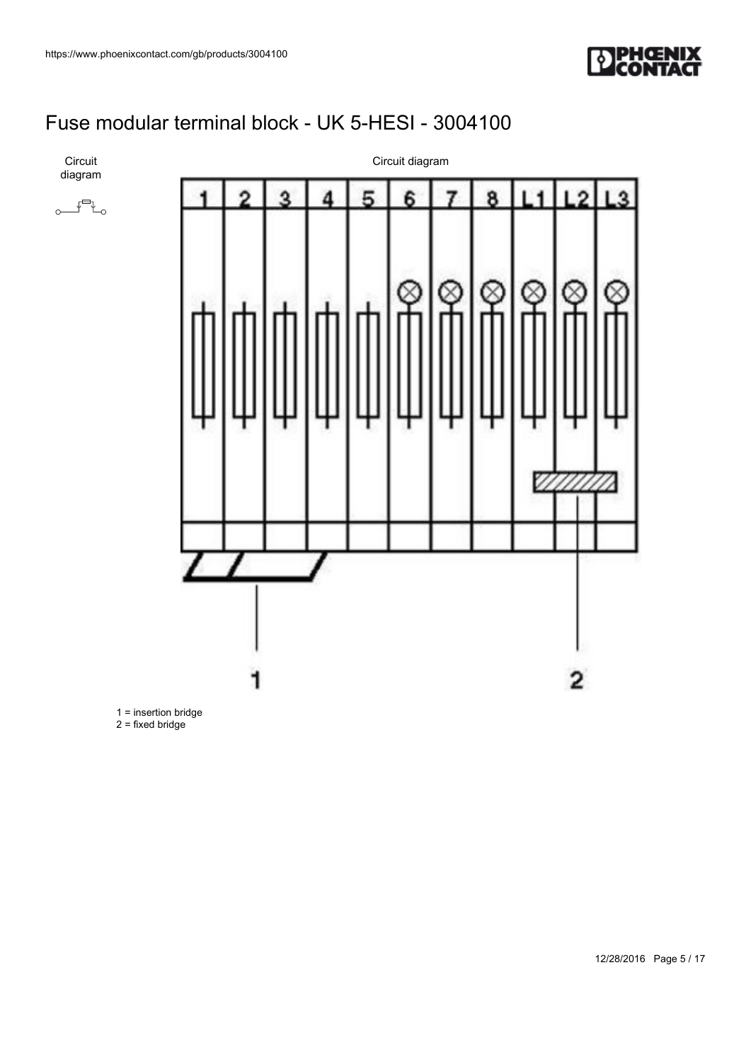# Fuse modular terminal block - UK 5-HESI - 3004100

Circuit diagram

Circuit diagram

1 = insertion bridge
2 = fixed bridge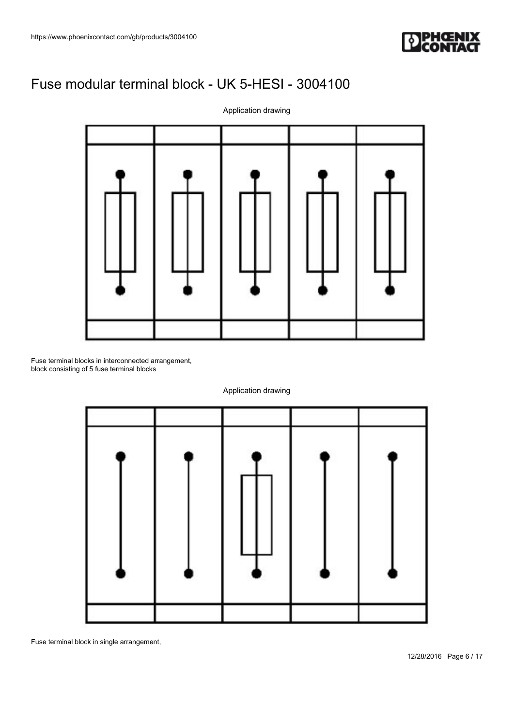# Fuse modular terminal block - UK 5-HESI - 3004100

Application drawing

Fuse terminal blocks in interconnected arrangement,
block consisting of 5 fuse terminal blocks

Application drawing

Fuse terminal block in single arrangement,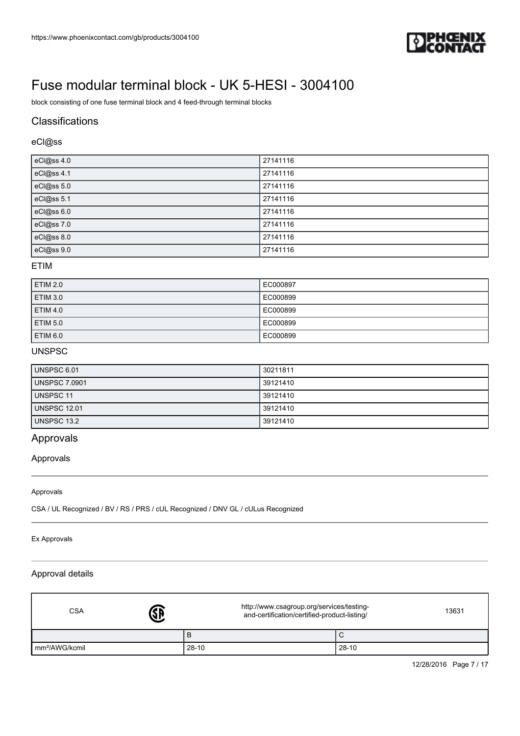# Fuse modular terminal block - UK 5-HESI - 3004100

block consisting of one fuse terminal block and 4 feed-through terminal blocks

## Classifications

### eCl@ss

| | |
|---|---|
| eCl@ss 4.0 | 27141116 |
| eCl@ss 4.1 | 27141116 |
| eCl@ss 5.0 | 27141116 |
| eCl@ss 5.1 | 27141116 |
| eCl@ss 6.0 | 27141116 |
| eCl@ss 7.0 | 27141116 |
| eCl@ss 8.0 | 27141116 |
| eCl@ss 9.0 | 27141116 |

### ETIM

| | |
|---|---|
| ETIM 2.0 | EC000897 |
| ETIM 3.0 | EC000899 |
| ETIM 4.0 | EC000899 |
| ETIM 5.0 | EC000899 |
| ETIM 6.0 | EC000899 |

### UNSPSC

| | |
|---|---|
| UNSPSC 6.01 | 30211811 |
| UNSPSC 7.0901 | 39121410 |
| UNSPSC 11 | 39121410 |
| UNSPSC 12.01 | 39121410 |
| UNSPSC 13.2 | 39121410 |

## Approvals

### Approvals

Approvals

CSA / UL Recognized / BV / RS / PRS / cUL Recognized / DNV GL / cULus Recognized

Ex Approvals

### Approval details

| CSA | | http://www.csagroup.org/services/testing-and-certification/certified-product-listing/ | 13631 |
|---|---|---|---|
| | B | C | |
| mm²/AWG/kcmil | 28-10 | 28-10 | |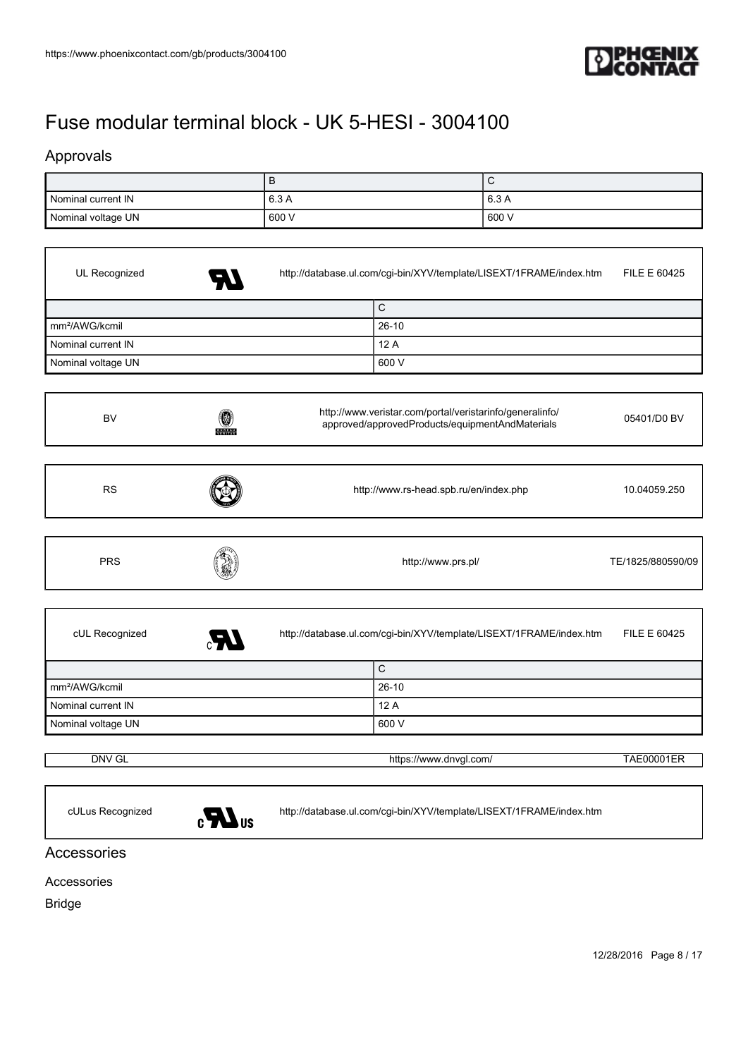# Fuse modular terminal block - UK 5-HESI - 3004100

## Approvals

| | B | C |
|---|---|---|
| Nominal current IN | 6.3 A | 6.3 A |
| Nominal voltage UN | 600 V | 600 V |

UL Recognized — http://database.ul.com/cgi-bin/XYV/template/LISEXT/1FRAME/index.htm — FILE E 60425

| | C |
|---|---|
| mm²/AWG/kcmil | 26-10 |
| Nominal current IN | 12 A |
| Nominal voltage UN | 600 V |

BV — http://www.veristar.com/portal/veristarinfo/generalinfo/approved/approvedProducts/equipmentAndMaterials — 05401/D0 BV

RS — http://www.rs-head.spb.ru/en/index.php — 10.04059.250

PRS — http://www.prs.pl/ — TE/1825/880590/09

cUL Recognized — http://database.ul.com/cgi-bin/XYV/template/LISEXT/1FRAME/index.htm — FILE E 60425

| | C |
|---|---|
| mm²/AWG/kcmil | 26-10 |
| Nominal current IN | 12 A |
| Nominal voltage UN | 600 V |

DNV GL — https://www.dnvgl.com/ — TAE00001ER

cULus Recognized — http://database.ul.com/cgi-bin/XYV/template/LISEXT/1FRAME/index.htm

## Accessories

Accessories

Bridge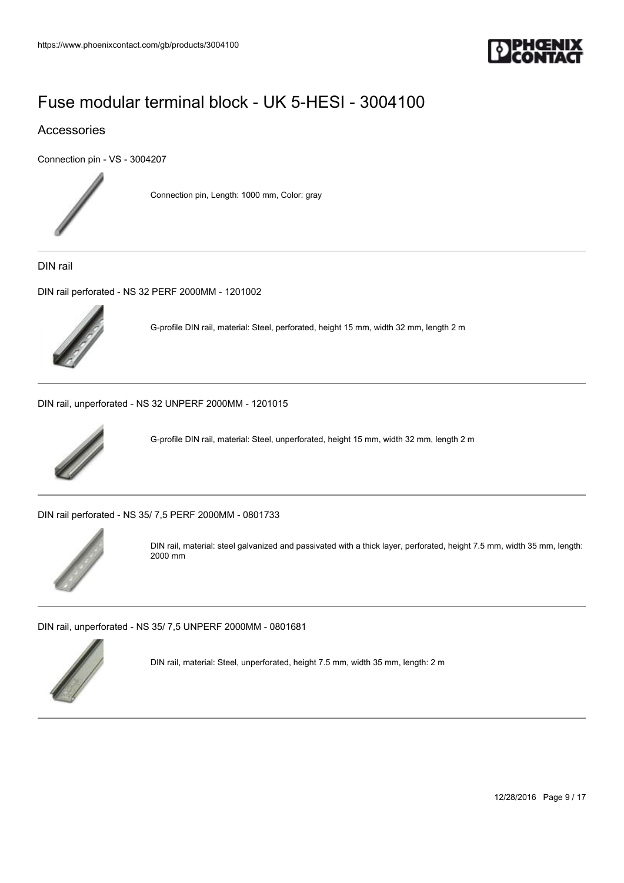# Fuse modular terminal block - UK 5-HESI - 3004100

## Accessories

Connection pin - VS - 3004207

Connection pin, Length: 1000 mm, Color: gray

---

### DIN rail

DIN rail perforated - NS 32 PERF 2000MM - 1201002

G-profile DIN rail, material: Steel, perforated, height 15 mm, width 32 mm, length 2 m

---

DIN rail, unperforated - NS 32 UNPERF 2000MM - 1201015

G-profile DIN rail, material: Steel, unperforated, height 15 mm, width 32 mm, length 2 m

---

DIN rail perforated - NS 35/ 7,5 PERF 2000MM - 0801733

DIN rail, material: steel galvanized and passivated with a thick layer, perforated, height 7.5 mm, width 35 mm, length: 2000 mm

---

DIN rail, unperforated - NS 35/ 7,5 UNPERF 2000MM - 0801681

DIN rail, material: Steel, unperforated, height 7.5 mm, width 35 mm, length: 2 m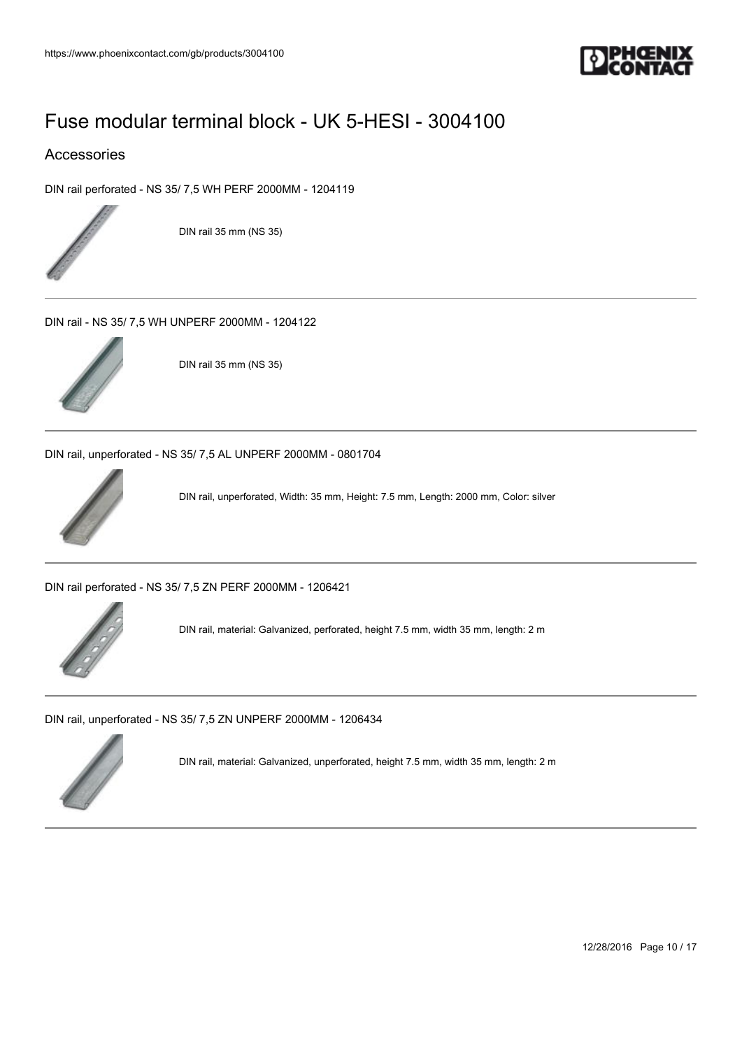# Fuse modular terminal block - UK 5-HESI - 3004100

## Accessories

DIN rail perforated - NS 35/ 7,5 WH PERF 2000MM - 1204119

DIN rail 35 mm (NS 35)

---

DIN rail - NS 35/ 7,5 WH UNPERF 2000MM - 1204122

DIN rail 35 mm (NS 35)

---

DIN rail, unperforated - NS 35/ 7,5 AL UNPERF 2000MM - 0801704

DIN rail, unperforated, Width: 35 mm, Height: 7.5 mm, Length: 2000 mm, Color: silver

---

DIN rail perforated - NS 35/ 7,5 ZN PERF 2000MM - 1206421

DIN rail, material: Galvanized, perforated, height 7.5 mm, width 35 mm, length: 2 m

---

DIN rail, unperforated - NS 35/ 7,5 ZN UNPERF 2000MM - 1206434

DIN rail, material: Galvanized, unperforated, height 7.5 mm, width 35 mm, length: 2 m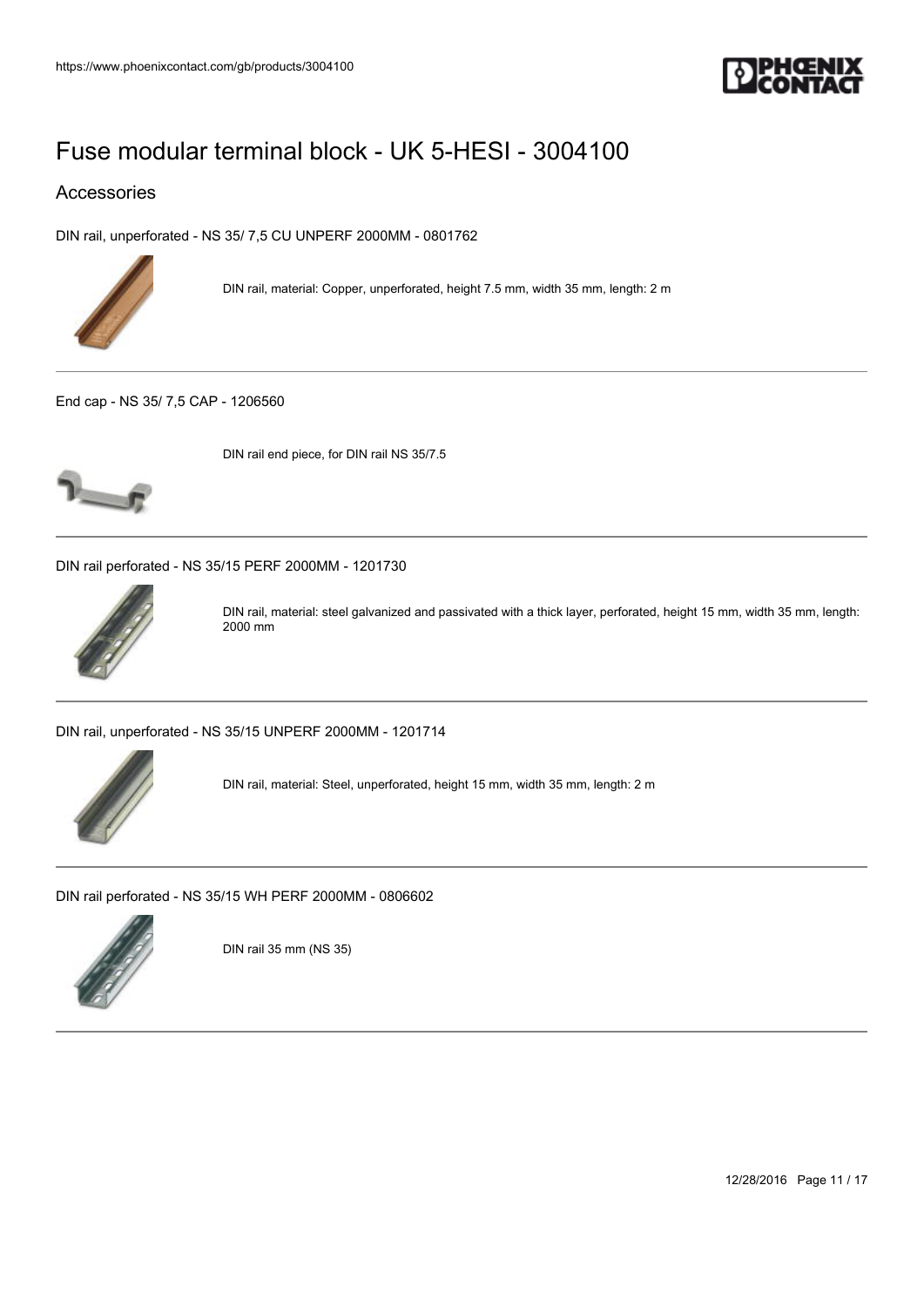# Fuse modular terminal block - UK 5-HESI - 3004100

## Accessories

DIN rail, unperforated - NS 35/ 7,5 CU UNPERF 2000MM - 0801762

DIN rail, material: Copper, unperforated, height 7.5 mm, width 35 mm, length: 2 m

---

End cap - NS 35/ 7,5 CAP - 1206560

DIN rail end piece, for DIN rail NS 35/7.5

---

DIN rail perforated - NS 35/15 PERF 2000MM - 1201730

DIN rail, material: steel galvanized and passivated with a thick layer, perforated, height 15 mm, width 35 mm, length: 2000 mm

---

DIN rail, unperforated - NS 35/15 UNPERF 2000MM - 1201714

DIN rail, material: Steel, unperforated, height 15 mm, width 35 mm, length: 2 m

---

DIN rail perforated - NS 35/15 WH PERF 2000MM - 0806602

DIN rail 35 mm (NS 35)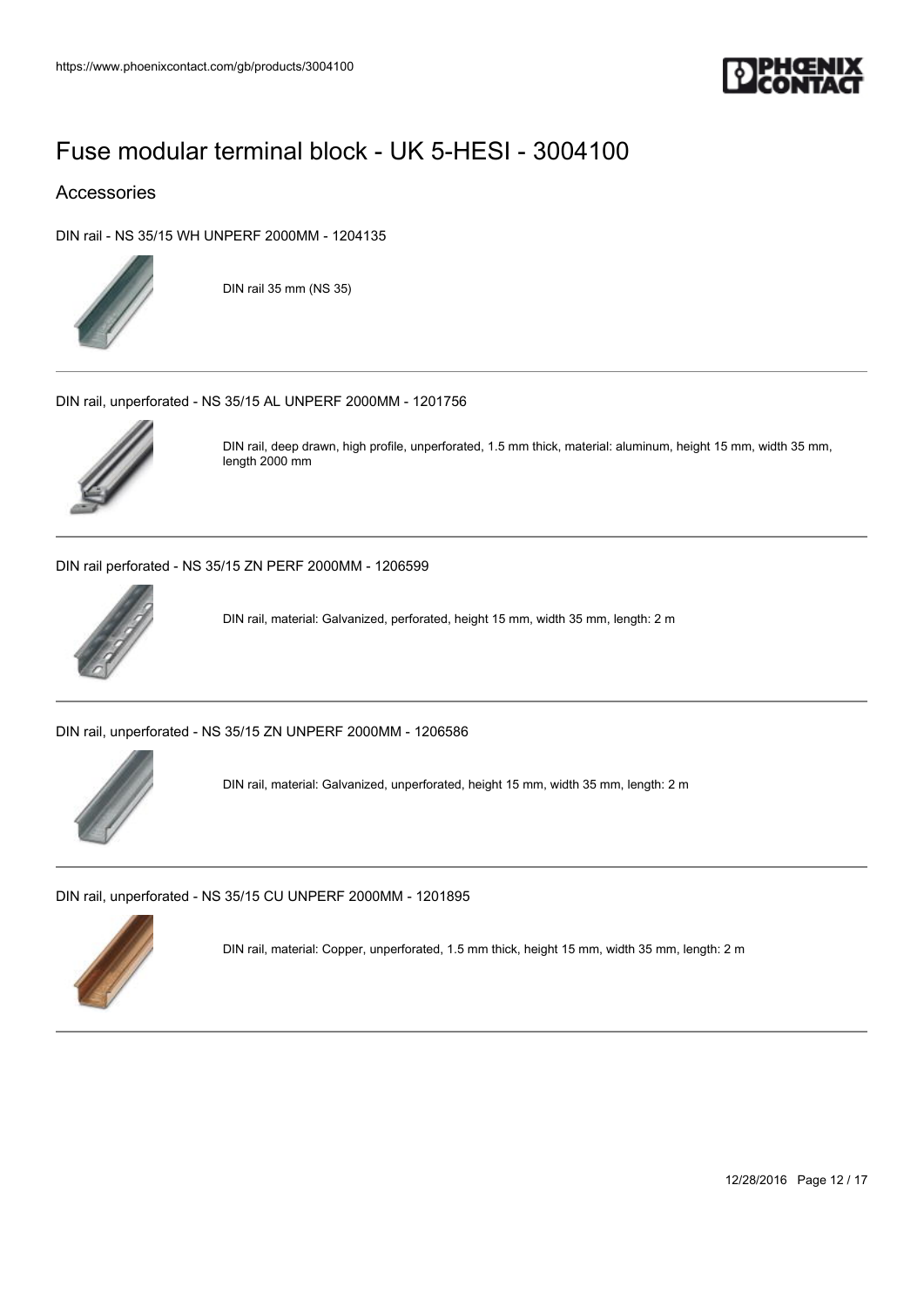# Fuse modular terminal block - UK 5-HESI - 3004100

## Accessories

DIN rail - NS 35/15 WH UNPERF 2000MM - 1204135

DIN rail 35 mm (NS 35)

---

DIN rail, unperforated - NS 35/15 AL UNPERF 2000MM - 1201756

DIN rail, deep drawn, high profile, unperforated, 1.5 mm thick, material: aluminum, height 15 mm, width 35 mm, length 2000 mm

---

DIN rail perforated - NS 35/15 ZN PERF 2000MM - 1206599

DIN rail, material: Galvanized, perforated, height 15 mm, width 35 mm, length: 2 m

---

DIN rail, unperforated - NS 35/15 ZN UNPERF 2000MM - 1206586

DIN rail, material: Galvanized, unperforated, height 15 mm, width 35 mm, length: 2 m

---

DIN rail, unperforated - NS 35/15 CU UNPERF 2000MM - 1201895

DIN rail, material: Copper, unperforated, 1.5 mm thick, height 15 mm, width 35 mm, length: 2 m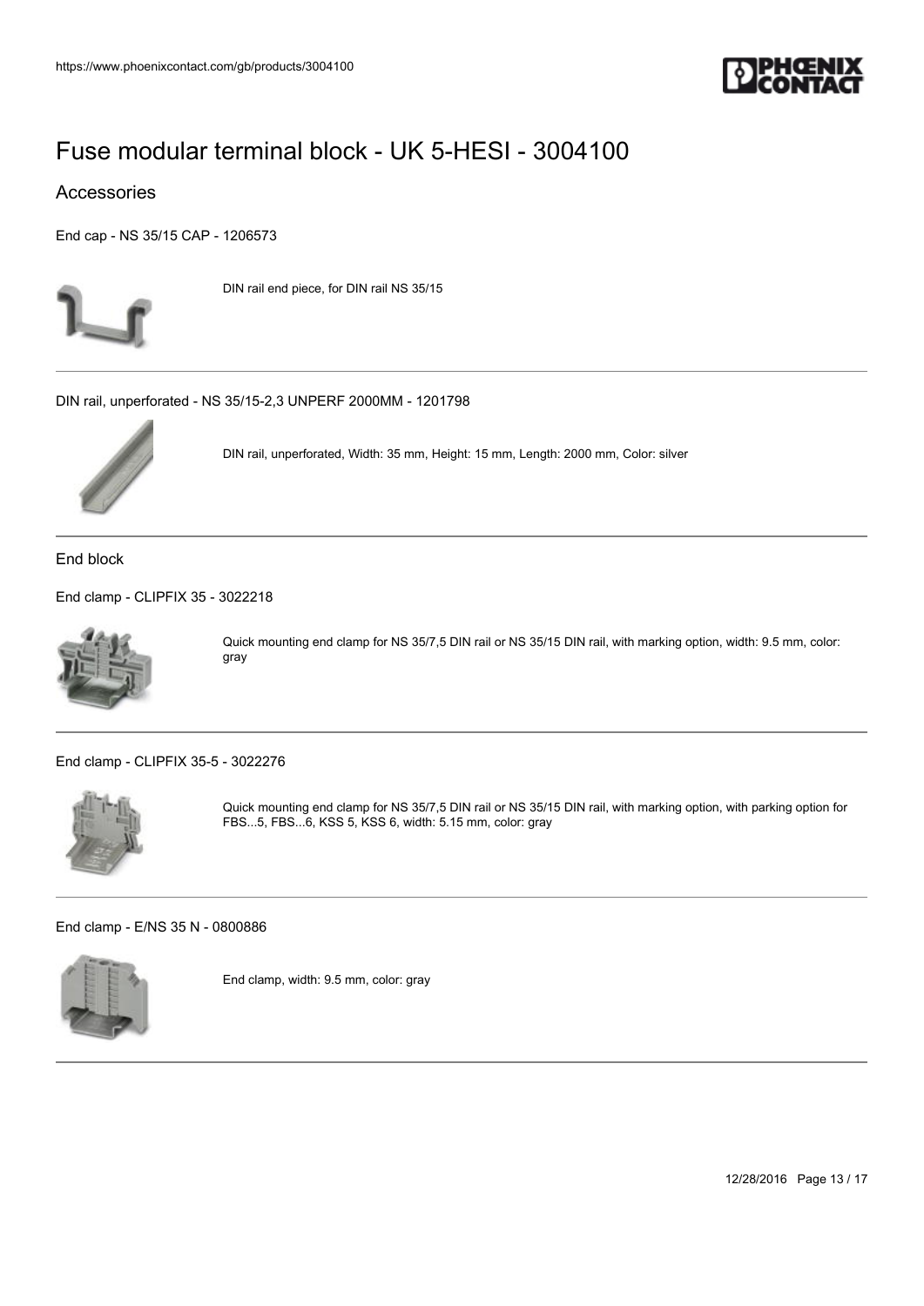# Fuse modular terminal block - UK 5-HESI - 3004100

## Accessories

End cap - NS 35/15 CAP - 1206573

DIN rail end piece, for DIN rail NS 35/15

DIN rail, unperforated - NS 35/15-2,3 UNPERF 2000MM - 1201798

DIN rail, unperforated, Width: 35 mm, Height: 15 mm, Length: 2000 mm, Color: silver

### End block

End clamp - CLIPFIX 35 - 3022218

Quick mounting end clamp for NS 35/7,5 DIN rail or NS 35/15 DIN rail, with marking option, width: 9.5 mm, color: gray

End clamp - CLIPFIX 35-5 - 3022276

Quick mounting end clamp for NS 35/7,5 DIN rail or NS 35/15 DIN rail, with marking option, with parking option for FBS...5, FBS...6, KSS 5, KSS 6, width: 5.15 mm, color: gray

End clamp - E/NS 35 N - 0800886

End clamp, width: 9.5 mm, color: gray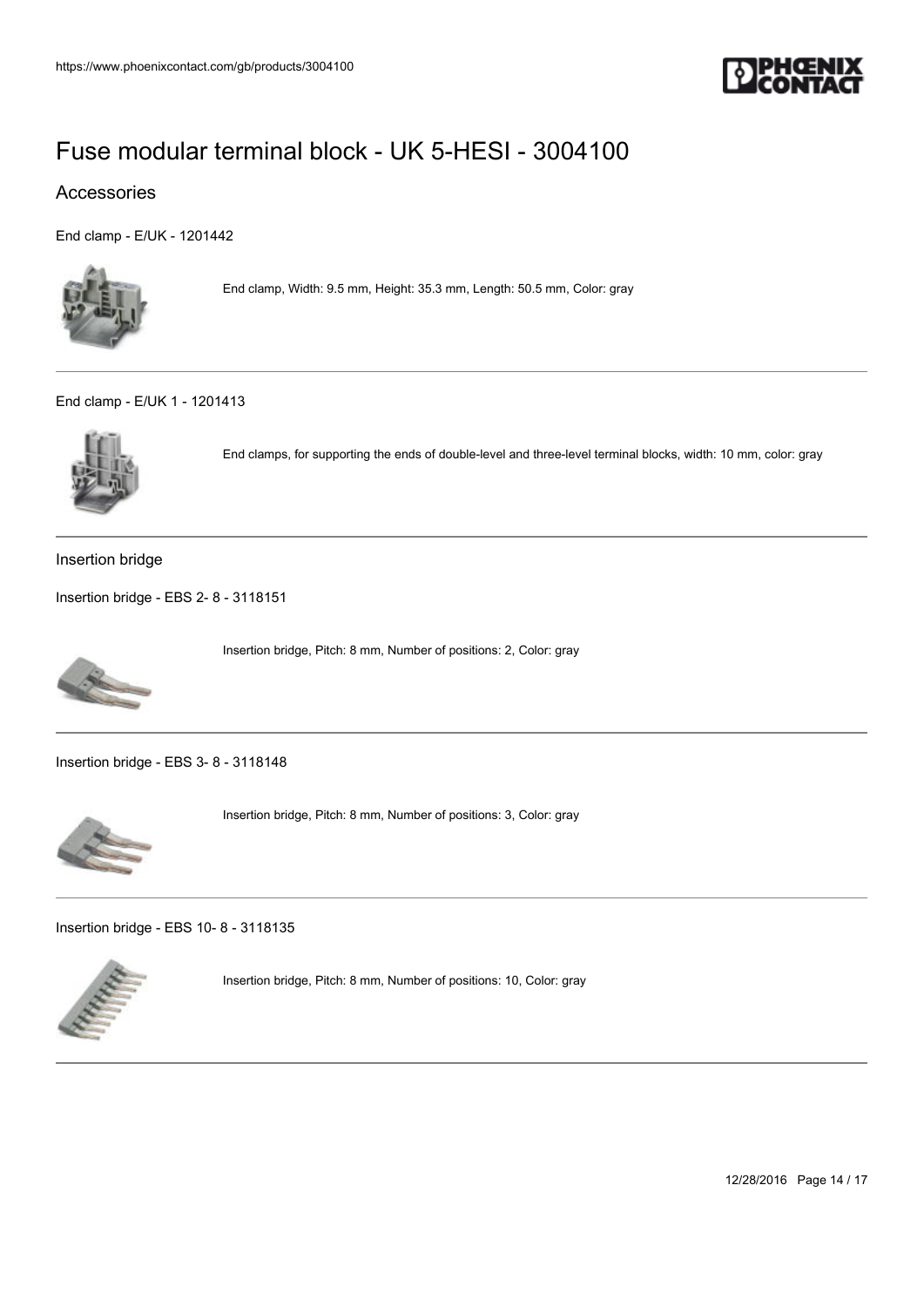# Fuse modular terminal block - UK 5-HESI - 3004100

## Accessories

End clamp - E/UK - 1201442

End clamp, Width: 9.5 mm, Height: 35.3 mm, Length: 50.5 mm, Color: gray

---

End clamp - E/UK 1 - 1201413

End clamps, for supporting the ends of double-level and three-level terminal blocks, width: 10 mm, color: gray

---

### Insertion bridge

Insertion bridge - EBS 2- 8 - 3118151

Insertion bridge, Pitch: 8 mm, Number of positions: 2, Color: gray

---

Insertion bridge - EBS 3- 8 - 3118148

Insertion bridge, Pitch: 8 mm, Number of positions: 3, Color: gray

---

Insertion bridge - EBS 10- 8 - 3118135

Insertion bridge, Pitch: 8 mm, Number of positions: 10, Color: gray

---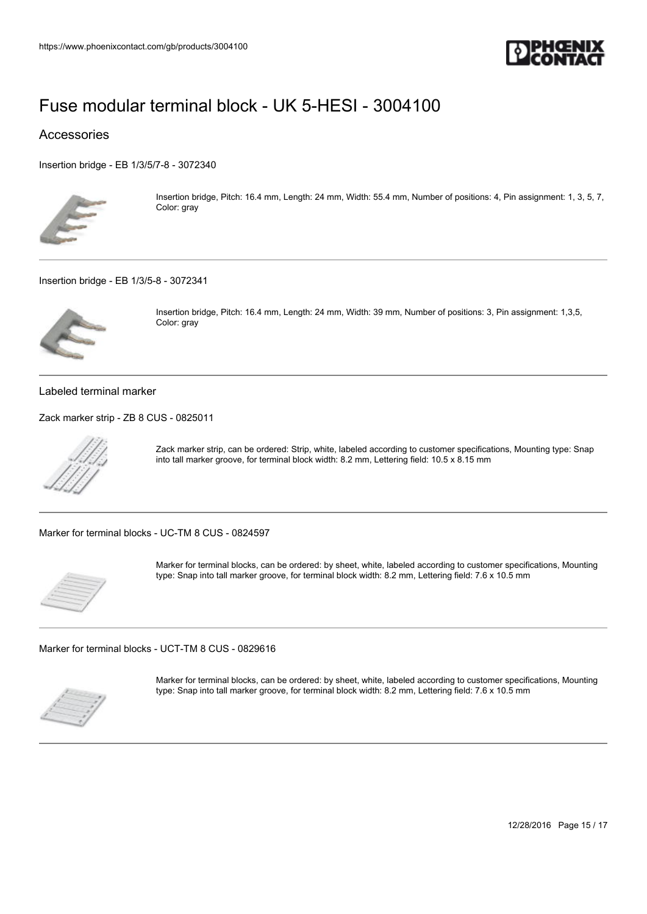# Fuse modular terminal block - UK 5-HESI - 3004100

## Accessories

Insertion bridge - EB 1/3/5/7-8 - 3072340

Insertion bridge, Pitch: 16.4 mm, Length: 24 mm, Width: 55.4 mm, Number of positions: 4, Pin assignment: 1, 3, 5, 7, Color: gray

---

Insertion bridge - EB 1/3/5-8 - 3072341

Insertion bridge, Pitch: 16.4 mm, Length: 24 mm, Width: 39 mm, Number of positions: 3, Pin assignment: 1,3,5, Color: gray

---

### Labeled terminal marker

Zack marker strip - ZB 8 CUS - 0825011

Zack marker strip, can be ordered: Strip, white, labeled according to customer specifications, Mounting type: Snap into tall marker groove, for terminal block width: 8.2 mm, Lettering field: 10.5 x 8.15 mm

---

Marker for terminal blocks - UC-TM 8 CUS - 0824597

Marker for terminal blocks, can be ordered: by sheet, white, labeled according to customer specifications, Mounting type: Snap into tall marker groove, for terminal block width: 8.2 mm, Lettering field: 7.6 x 10.5 mm

---

Marker for terminal blocks - UCT-TM 8 CUS - 0829616

Marker for terminal blocks, can be ordered: by sheet, white, labeled according to customer specifications, Mounting type: Snap into tall marker groove, for terminal block width: 8.2 mm, Lettering field: 7.6 x 10.5 mm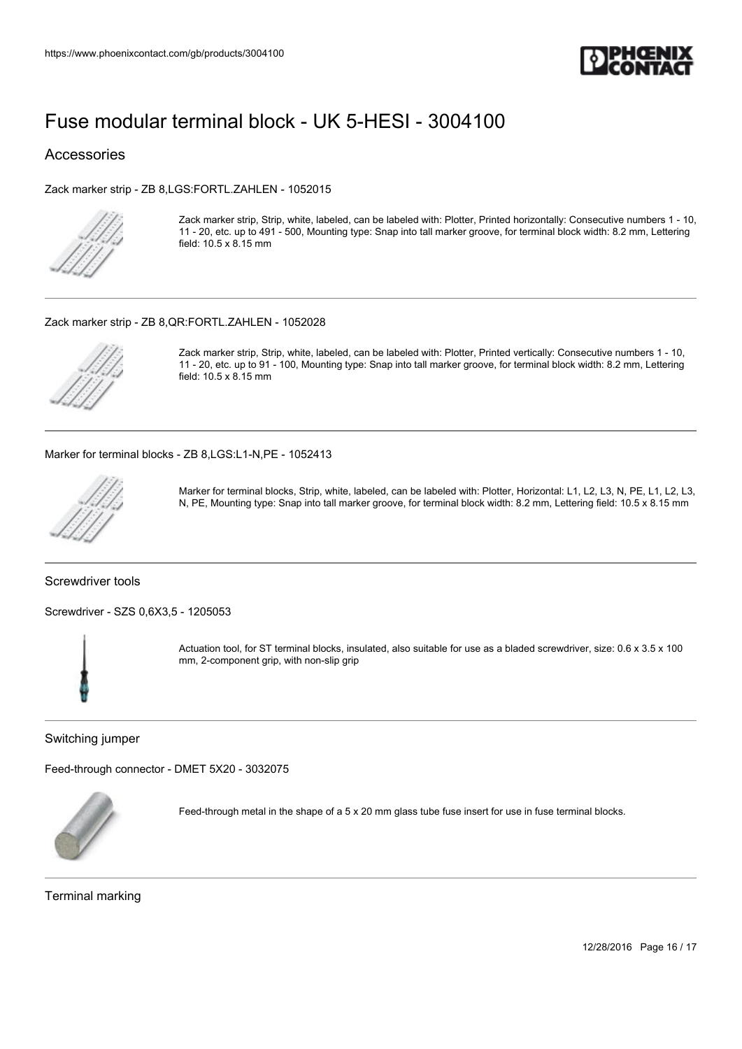# Fuse modular terminal block - UK 5-HESI - 3004100

## Accessories

Zack marker strip - ZB 8,LGS:FORTL.ZAHLEN - 1052015

Zack marker strip, Strip, white, labeled, can be labeled with: Plotter, Printed horizontally: Consecutive numbers 1 - 10, 11 - 20, etc. up to 491 - 500, Mounting type: Snap into tall marker groove, for terminal block width: 8.2 mm, Lettering field: 10.5 x 8.15 mm

---

Zack marker strip - ZB 8,QR:FORTL.ZAHLEN - 1052028

Zack marker strip, Strip, white, labeled, can be labeled with: Plotter, Printed vertically: Consecutive numbers 1 - 10, 11 - 20, etc. up to 91 - 100, Mounting type: Snap into tall marker groove, for terminal block width: 8.2 mm, Lettering field: 10.5 x 8.15 mm

---

Marker for terminal blocks - ZB 8,LGS:L1-N,PE - 1052413

Marker for terminal blocks, Strip, white, labeled, can be labeled with: Plotter, Horizontal: L1, L2, L3, N, PE, L1, L2, L3, N, PE, Mounting type: Snap into tall marker groove, for terminal block width: 8.2 mm, Lettering field: 10.5 x 8.15 mm

---

### Screwdriver tools

Screwdriver - SZS 0,6X3,5 - 1205053

Actuation tool, for ST terminal blocks, insulated, also suitable for use as a bladed screwdriver, size: 0.6 x 3.5 x 100 mm, 2-component grip, with non-slip grip

---

### Switching jumper

Feed-through connector - DMET 5X20 - 3032075

Feed-through metal in the shape of a 5 x 20 mm glass tube fuse insert for use in fuse terminal blocks.

---

### Terminal marking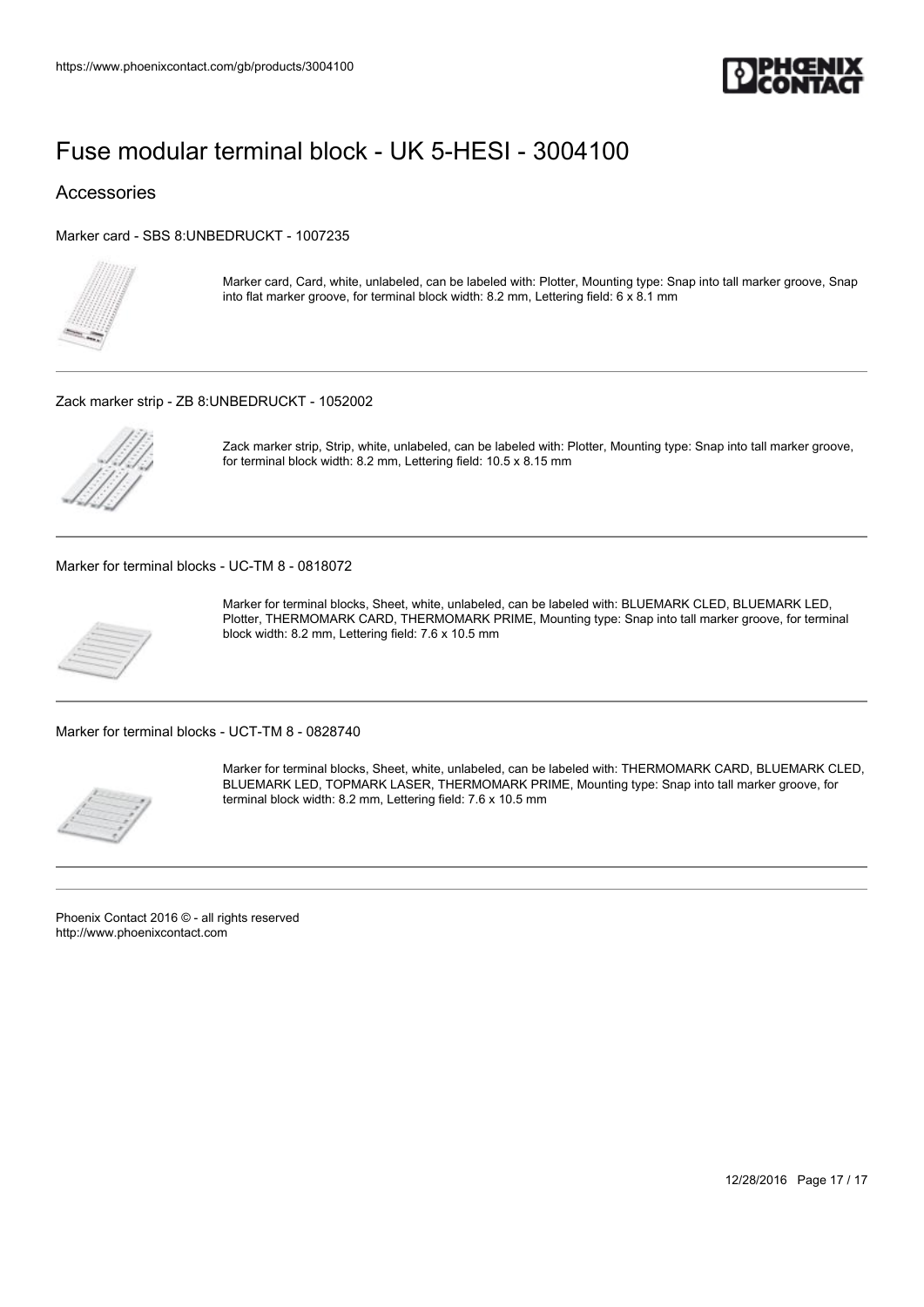# Fuse modular terminal block - UK 5-HESI - 3004100

## Accessories

Marker card - SBS 8:UNBEDRUCKT - 1007235

Marker card, Card, white, unlabeled, can be labeled with: Plotter, Mounting type: Snap into tall marker groove, Snap into flat marker groove, for terminal block width: 8.2 mm, Lettering field: 6 x 8.1 mm

---

Zack marker strip - ZB 8:UNBEDRUCKT - 1052002

Zack marker strip, Strip, white, unlabeled, can be labeled with: Plotter, Mounting type: Snap into tall marker groove, for terminal block width: 8.2 mm, Lettering field: 10.5 x 8.15 mm

---

Marker for terminal blocks - UC-TM 8 - 0818072

Marker for terminal blocks, Sheet, white, unlabeled, can be labeled with: BLUEMARK CLED, BLUEMARK LED, Plotter, THERMOMARK CARD, THERMOMARK PRIME, Mounting type: Snap into tall marker groove, for terminal block width: 8.2 mm, Lettering field: 7.6 x 10.5 mm

---

Marker for terminal blocks - UCT-TM 8 - 0828740

Marker for terminal blocks, Sheet, white, unlabeled, can be labeled with: THERMOMARK CARD, BLUEMARK CLED, BLUEMARK LED, TOPMARK LASER, THERMOMARK PRIME, Mounting type: Snap into tall marker groove, for terminal block width: 8.2 mm, Lettering field: 7.6 x 10.5 mm

---

Phoenix Contact 2016 © - all rights reserved
http://www.phoenixcontact.com